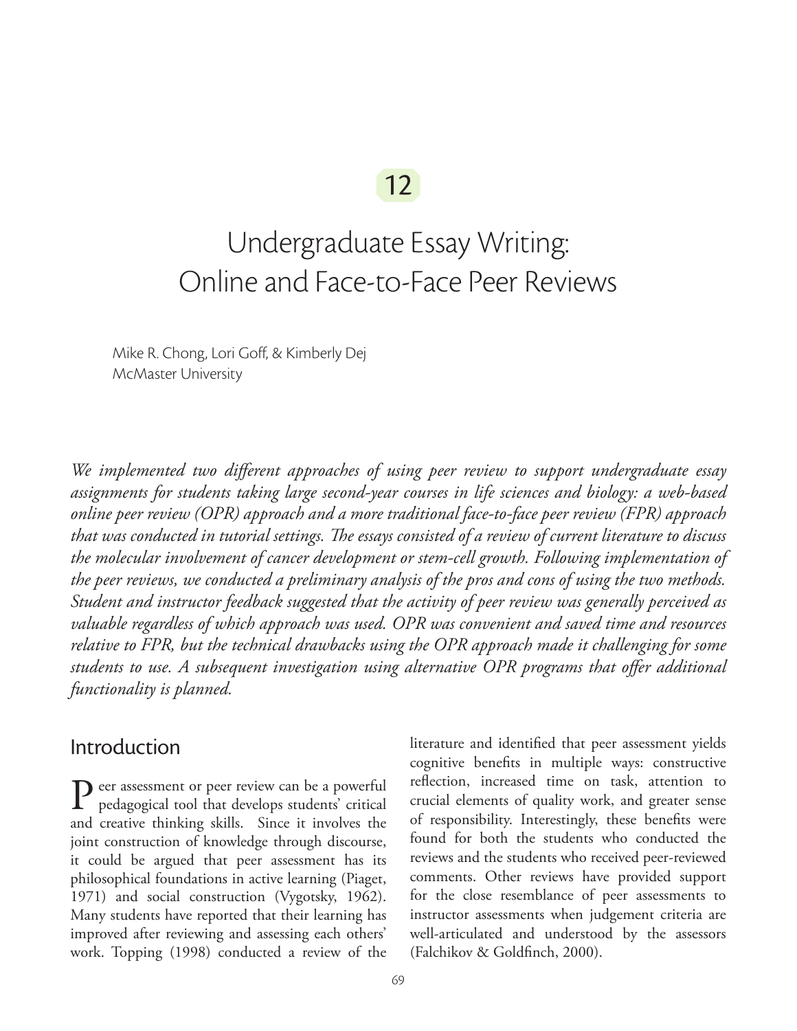12

# Undergraduate Essay Writing: Online and Face-to-Face Peer Reviews

Mike R. Chong, Lori Goff, & Kimberly Dej
McMaster University

*We implemented two different approaches of using peer review to support undergraduate essay assignments for students taking large second-year courses in life sciences and biology: a web-based online peer review (OPR) approach and a more traditional face-to-face peer review (FPR) approach that was conducted in tutorial settings. The essays consisted of a review of current literature to discuss the molecular involvement of cancer development or stem-cell growth. Following implementation of the peer reviews, we conducted a preliminary analysis of the pros and cons of using the two methods. Student and instructor feedback suggested that the activity of peer review was generally perceived as valuable regardless of which approach was used. OPR was convenient and saved time and resources relative to FPR, but the technical drawbacks using the OPR approach made it challenging for some students to use. A subsequent investigation using alternative OPR programs that offer additional functionality is planned.*

## Introduction

Peer assessment or peer review can be a powerful pedagogical tool that develops students' critical and creative thinking skills. Since it involves the joint construction of knowledge through discourse, it could be argued that peer assessment has its philosophical foundations in active learning (Piaget, 1971) and social construction (Vygotsky, 1962). Many students have reported that their learning has improved after reviewing and assessing each others' work. Topping (1998) conducted a review of the literature and identified that peer assessment yields cognitive benefits in multiple ways: constructive reflection, increased time on task, attention to crucial elements of quality work, and greater sense of responsibility. Interestingly, these benefits were found for both the students who conducted the reviews and the students who received peer-reviewed comments. Other reviews have provided support for the close resemblance of peer assessments to instructor assessments when judgement criteria are well-articulated and understood by the assessors (Falchikov & Goldfinch, 2000).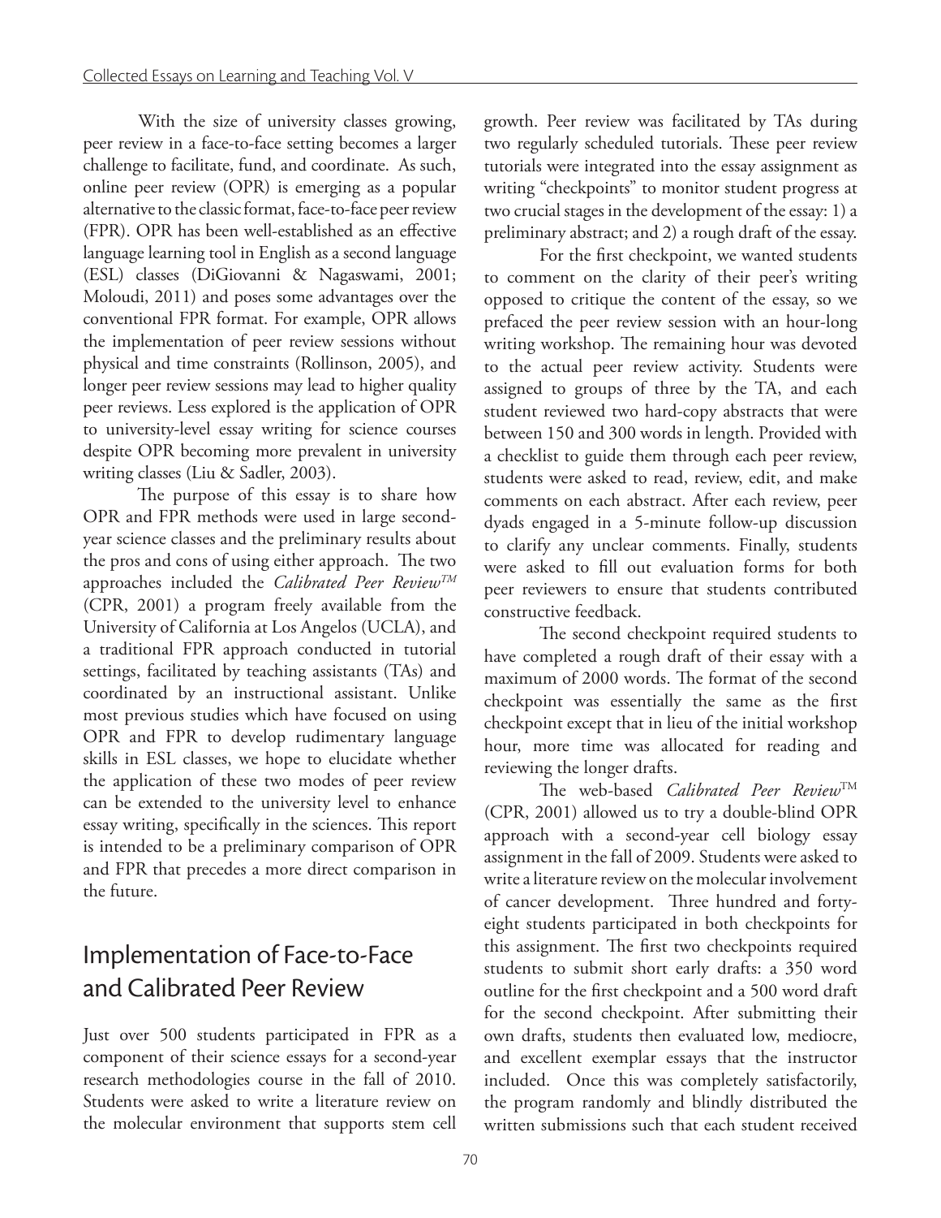With the size of university classes growing, peer review in a face-to-face setting becomes a larger challenge to facilitate, fund, and coordinate. As such, online peer review (OPR) is emerging as a popular alternative to the classic format, face-to-face peer review (FPR). OPR has been well-established as an effective language learning tool in English as a second language (ESL) classes (DiGiovanni & Nagaswami, 2001; Moloudi, 2011) and poses some advantages over the conventional FPR format. For example, OPR allows the implementation of peer review sessions without physical and time constraints (Rollinson, 2005), and longer peer review sessions may lead to higher quality peer reviews. Less explored is the application of OPR to university-level essay writing for science courses despite OPR becoming more prevalent in university writing classes (Liu & Sadler, 2003).

The purpose of this essay is to share how OPR and FPR methods were used in large second-year science classes and the preliminary results about the pros and cons of using either approach. The two approaches included the *Calibrated Peer Review™* (CPR, 2001) a program freely available from the University of California at Los Angelos (UCLA), and a traditional FPR approach conducted in tutorial settings, facilitated by teaching assistants (TAs) and coordinated by an instructional assistant. Unlike most previous studies which have focused on using OPR and FPR to develop rudimentary language skills in ESL classes, we hope to elucidate whether the application of these two modes of peer review can be extended to the university level to enhance essay writing, specifically in the sciences. This report is intended to be a preliminary comparison of OPR and FPR that precedes a more direct comparison in the future.

## Implementation of Face-to-Face and Calibrated Peer Review

Just over 500 students participated in FPR as a component of their science essays for a second-year research methodologies course in the fall of 2010. Students were asked to write a literature review on the molecular environment that supports stem cell growth. Peer review was facilitated by TAs during two regularly scheduled tutorials. These peer review tutorials were integrated into the essay assignment as writing "checkpoints" to monitor student progress at two crucial stages in the development of the essay: 1) a preliminary abstract; and 2) a rough draft of the essay.

For the first checkpoint, we wanted students to comment on the clarity of their peer's writing opposed to critique the content of the essay, so we prefaced the peer review session with an hour-long writing workshop. The remaining hour was devoted to the actual peer review activity. Students were assigned to groups of three by the TA, and each student reviewed two hard-copy abstracts that were between 150 and 300 words in length. Provided with a checklist to guide them through each peer review, students were asked to read, review, edit, and make comments on each abstract. After each review, peer dyads engaged in a 5-minute follow-up discussion to clarify any unclear comments. Finally, students were asked to fill out evaluation forms for both peer reviewers to ensure that students contributed constructive feedback.

The second checkpoint required students to have completed a rough draft of their essay with a maximum of 2000 words. The format of the second checkpoint was essentially the same as the first checkpoint except that in lieu of the initial workshop hour, more time was allocated for reading and reviewing the longer drafts.

The web-based *Calibrated Peer Review*™ (CPR, 2001) allowed us to try a double-blind OPR approach with a second-year cell biology essay assignment in the fall of 2009. Students were asked to write a literature review on the molecular involvement of cancer development. Three hundred and forty-eight students participated in both checkpoints for this assignment. The first two checkpoints required students to submit short early drafts: a 350 word outline for the first checkpoint and a 500 word draft for the second checkpoint. After submitting their own drafts, students then evaluated low, mediocre, and excellent exemplar essays that the instructor included. Once this was completely satisfactorily, the program randomly and blindly distributed the written submissions such that each student received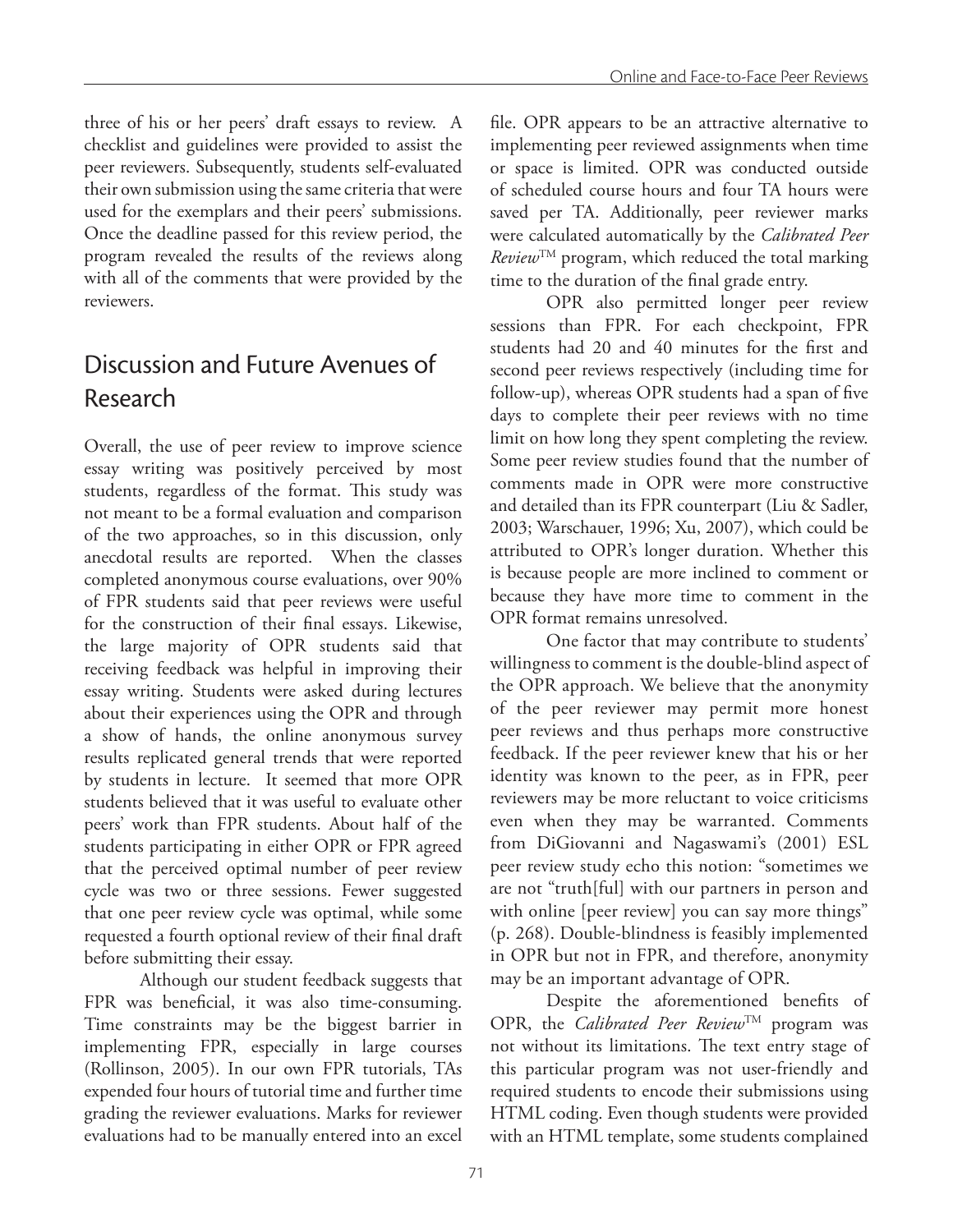three of his or her peers' draft essays to review. A checklist and guidelines were provided to assist the peer reviewers. Subsequently, students self-evaluated their own submission using the same criteria that were used for the exemplars and their peers' submissions. Once the deadline passed for this review period, the program revealed the results of the reviews along with all of the comments that were provided by the reviewers.

## Discussion and Future Avenues of Research

Overall, the use of peer review to improve science essay writing was positively perceived by most students, regardless of the format. This study was not meant to be a formal evaluation and comparison of the two approaches, so in this discussion, only anecdotal results are reported. When the classes completed anonymous course evaluations, over 90% of FPR students said that peer reviews were useful for the construction of their final essays. Likewise, the large majority of OPR students said that receiving feedback was helpful in improving their essay writing. Students were asked during lectures about their experiences using the OPR and through a show of hands, the online anonymous survey results replicated general trends that were reported by students in lecture. It seemed that more OPR students believed that it was useful to evaluate other peers' work than FPR students. About half of the students participating in either OPR or FPR agreed that the perceived optimal number of peer review cycle was two or three sessions. Fewer suggested that one peer review cycle was optimal, while some requested a fourth optional review of their final draft before submitting their essay.

Although our student feedback suggests that FPR was beneficial, it was also time-consuming. Time constraints may be the biggest barrier in implementing FPR, especially in large courses (Rollinson, 2005). In our own FPR tutorials, TAs expended four hours of tutorial time and further time grading the reviewer evaluations. Marks for reviewer evaluations had to be manually entered into an excel file. OPR appears to be an attractive alternative to implementing peer reviewed assignments when time or space is limited. OPR was conducted outside of scheduled course hours and four TA hours were saved per TA. Additionally, peer reviewer marks were calculated automatically by the *Calibrated Peer Review*™ program, which reduced the total marking time to the duration of the final grade entry.

OPR also permitted longer peer review sessions than FPR. For each checkpoint, FPR students had 20 and 40 minutes for the first and second peer reviews respectively (including time for follow-up), whereas OPR students had a span of five days to complete their peer reviews with no time limit on how long they spent completing the review. Some peer review studies found that the number of comments made in OPR were more constructive and detailed than its FPR counterpart (Liu & Sadler, 2003; Warschauer, 1996; Xu, 2007), which could be attributed to OPR's longer duration. Whether this is because people are more inclined to comment or because they have more time to comment in the OPR format remains unresolved.

One factor that may contribute to students' willingness to comment is the double-blind aspect of the OPR approach. We believe that the anonymity of the peer reviewer may permit more honest peer reviews and thus perhaps more constructive feedback. If the peer reviewer knew that his or her identity was known to the peer, as in FPR, peer reviewers may be more reluctant to voice criticisms even when they may be warranted. Comments from DiGiovanni and Nagaswami's (2001) ESL peer review study echo this notion: "sometimes we are not "truth[ful] with our partners in person and with online [peer review] you can say more things" (p. 268). Double-blindness is feasibly implemented in OPR but not in FPR, and therefore, anonymity may be an important advantage of OPR.

Despite the aforementioned benefits of OPR, the *Calibrated Peer Review*™ program was not without its limitations. The text entry stage of this particular program was not user-friendly and required students to encode their submissions using HTML coding. Even though students were provided with an HTML template, some students complained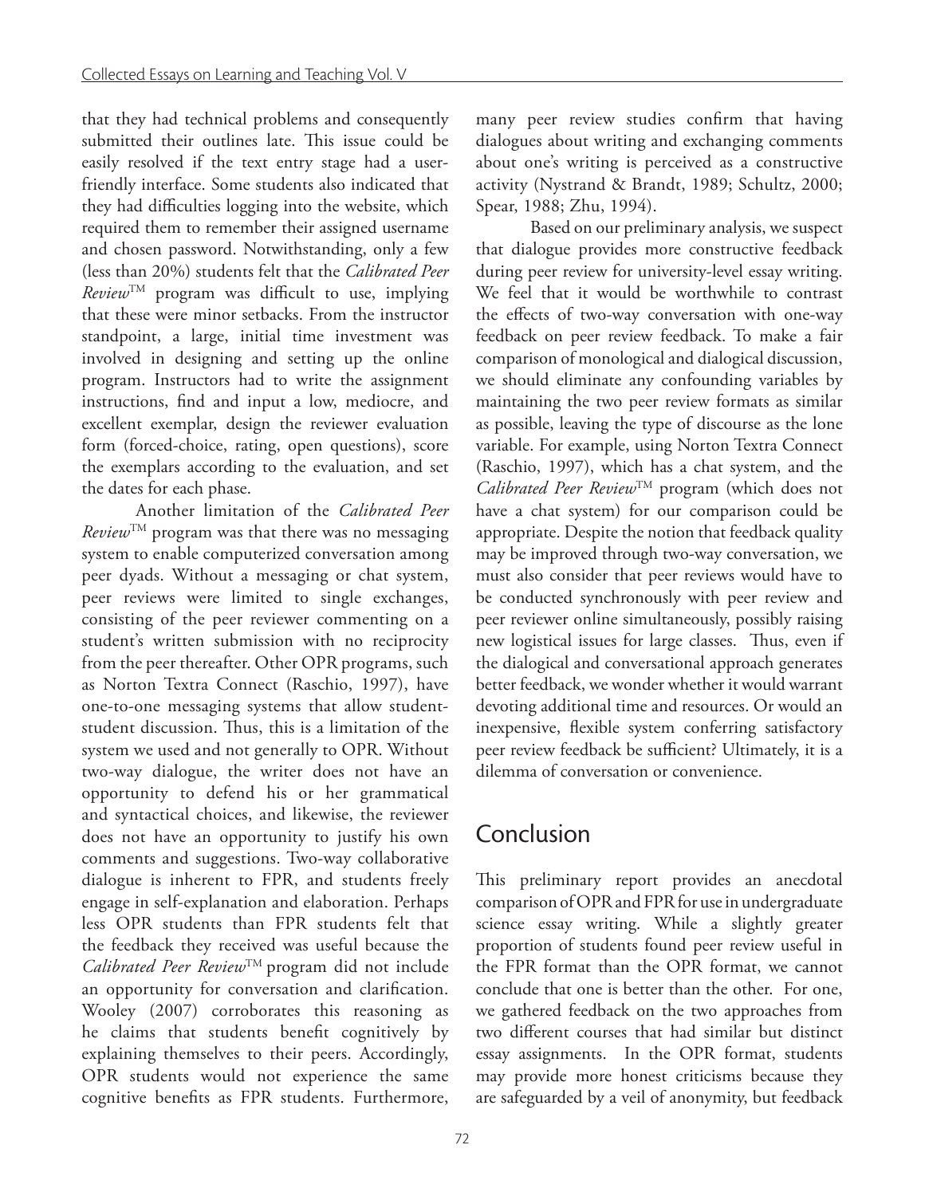that they had technical problems and consequently submitted their outlines late. This issue could be easily resolved if the text entry stage had a user-friendly interface. Some students also indicated that they had difficulties logging into the website, which required them to remember their assigned username and chosen password. Notwithstanding, only a few (less than 20%) students felt that the *Calibrated Peer Review*™ program was difficult to use, implying that these were minor setbacks. From the instructor standpoint, a large, initial time investment was involved in designing and setting up the online program. Instructors had to write the assignment instructions, find and input a low, mediocre, and excellent exemplar, design the reviewer evaluation form (forced-choice, rating, open questions), score the exemplars according to the evaluation, and set the dates for each phase.

Another limitation of the *Calibrated Peer Review*™ program was that there was no messaging system to enable computerized conversation among peer dyads. Without a messaging or chat system, peer reviews were limited to single exchanges, consisting of the peer reviewer commenting on a student's written submission with no reciprocity from the peer thereafter. Other OPR programs, such as Norton Textra Connect (Raschio, 1997), have one-to-one messaging systems that allow student-student discussion. Thus, this is a limitation of the system we used and not generally to OPR. Without two-way dialogue, the writer does not have an opportunity to defend his or her grammatical and syntactical choices, and likewise, the reviewer does not have an opportunity to justify his own comments and suggestions. Two-way collaborative dialogue is inherent to FPR, and students freely engage in self-explanation and elaboration. Perhaps less OPR students than FPR students felt that the feedback they received was useful because the *Calibrated Peer Review*™ program did not include an opportunity for conversation and clarification. Wooley (2007) corroborates this reasoning as he claims that students benefit cognitively by explaining themselves to their peers. Accordingly, OPR students would not experience the same cognitive benefits as FPR students. Furthermore, many peer review studies confirm that having dialogues about writing and exchanging comments about one's writing is perceived as a constructive activity (Nystrand & Brandt, 1989; Schultz, 2000; Spear, 1988; Zhu, 1994).

Based on our preliminary analysis, we suspect that dialogue provides more constructive feedback during peer review for university-level essay writing. We feel that it would be worthwhile to contrast the effects of two-way conversation with one-way feedback on peer review feedback. To make a fair comparison of monological and dialogical discussion, we should eliminate any confounding variables by maintaining the two peer review formats as similar as possible, leaving the type of discourse as the lone variable. For example, using Norton Textra Connect (Raschio, 1997), which has a chat system, and the *Calibrated Peer Review*™ program (which does not have a chat system) for our comparison could be appropriate. Despite the notion that feedback quality may be improved through two-way conversation, we must also consider that peer reviews would have to be conducted synchronously with peer review and peer reviewer online simultaneously, possibly raising new logistical issues for large classes. Thus, even if the dialogical and conversational approach generates better feedback, we wonder whether it would warrant devoting additional time and resources. Or would an inexpensive, flexible system conferring satisfactory peer review feedback be sufficient? Ultimately, it is a dilemma of conversation or convenience.

## Conclusion

This preliminary report provides an anecdotal comparison of OPR and FPR for use in undergraduate science essay writing. While a slightly greater proportion of students found peer review useful in the FPR format than the OPR format, we cannot conclude that one is better than the other. For one, we gathered feedback on the two approaches from two different courses that had similar but distinct essay assignments. In the OPR format, students may provide more honest criticisms because they are safeguarded by a veil of anonymity, but feedback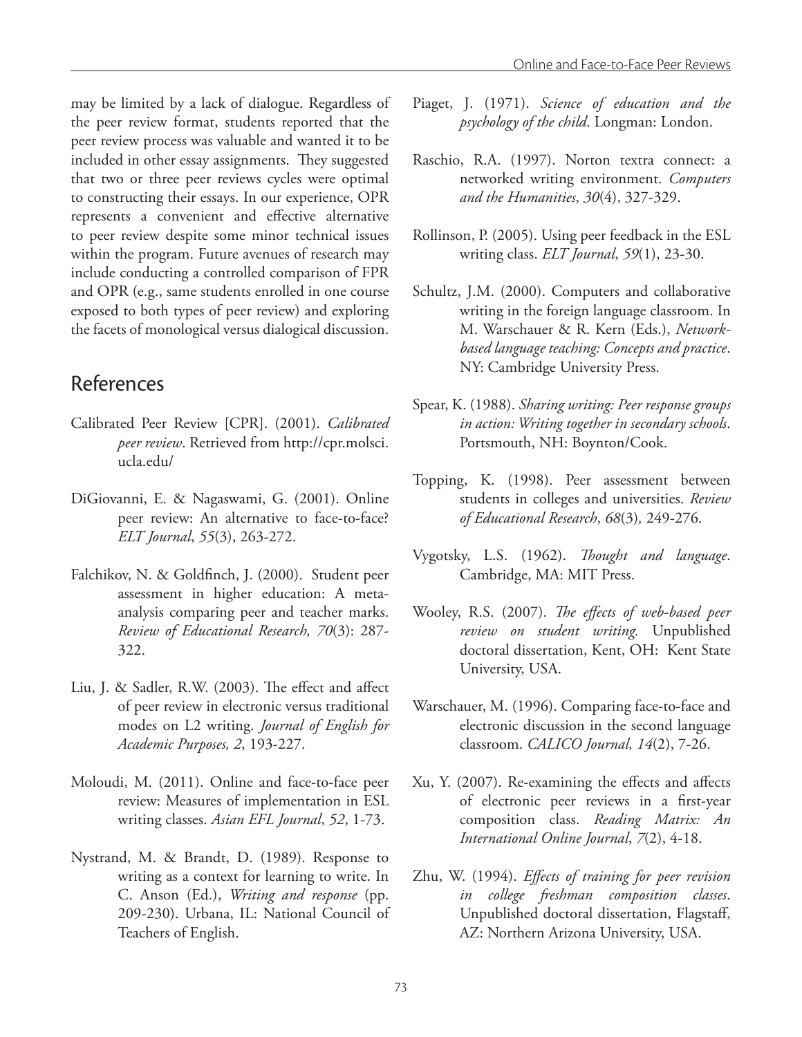may be limited by a lack of dialogue. Regardless of the peer review format, students reported that the peer review process was valuable and wanted it to be included in other essay assignments. They suggested that two or three peer reviews cycles were optimal to constructing their essays. In our experience, OPR represents a convenient and effective alternative to peer review despite some minor technical issues within the program. Future avenues of research may include conducting a controlled comparison of FPR and OPR (e.g., same students enrolled in one course exposed to both types of peer review) and exploring the facets of monological versus dialogical discussion.

## References

Calibrated Peer Review [CPR]. (2001). *Calibrated peer review*. Retrieved from http://cpr.molsci.ucla.edu/

DiGiovanni, E. & Nagaswami, G. (2001). Online peer review: An alternative to face-to-face? *ELT Journal*, *55*(3), 263-272.

Falchikov, N. & Goldfinch, J. (2000). Student peer assessment in higher education: A meta-analysis comparing peer and teacher marks. *Review of Educational Research, 70*(3): 287-322.

Liu, J. & Sadler, R.W. (2003). The effect and affect of peer review in electronic versus traditional modes on L2 writing. *Journal of English for Academic Purposes, 2*, 193-227.

Moloudi, M. (2011). Online and face-to-face peer review: Measures of implementation in ESL writing classes. *Asian EFL Journal*, *52*, 1-73.

Nystrand, M. & Brandt, D. (1989). Response to writing as a context for learning to write. In C. Anson (Ed.), *Writing and response* (pp. 209-230). Urbana, IL: National Council of Teachers of English.

Piaget, J. (1971). *Science of education and the psychology of the child*. Longman: London.

Raschio, R.A. (1997). Norton textra connect: a networked writing environment. *Computers and the Humanities*, *30*(4), 327-329.

Rollinson, P. (2005). Using peer feedback in the ESL writing class. *ELT Journal*, *59*(1), 23-30.

Schultz, J.M. (2000). Computers and collaborative writing in the foreign language classroom. In M. Warschauer & R. Kern (Eds.), *Network-based language teaching: Concepts and practice*. NY: Cambridge University Press.

Spear, K. (1988). *Sharing writing: Peer response groups in action: Writing together in secondary schools*. Portsmouth, NH: Boynton/Cook.

Topping, K. (1998). Peer assessment between students in colleges and universities. *Review of Educational Research*, *68*(3), 249-276.

Vygotsky, L.S. (1962). *Thought and language*. Cambridge, MA: MIT Press.

Wooley, R.S. (2007). *The effects of web-based peer review on student writing.* Unpublished doctoral dissertation, Kent, OH: Kent State University, USA.

Warschauer, M. (1996). Comparing face-to-face and electronic discussion in the second language classroom. *CALICO Journal, 14*(2), 7-26.

Xu, Y. (2007). Re-examining the effects and affects of electronic peer reviews in a first-year composition class. *Reading Matrix: An International Online Journal*, *7*(2), 4-18.

Zhu, W. (1994). *Effects of training for peer revision in college freshman composition classes*. Unpublished doctoral dissertation, Flagstaff, AZ: Northern Arizona University, USA.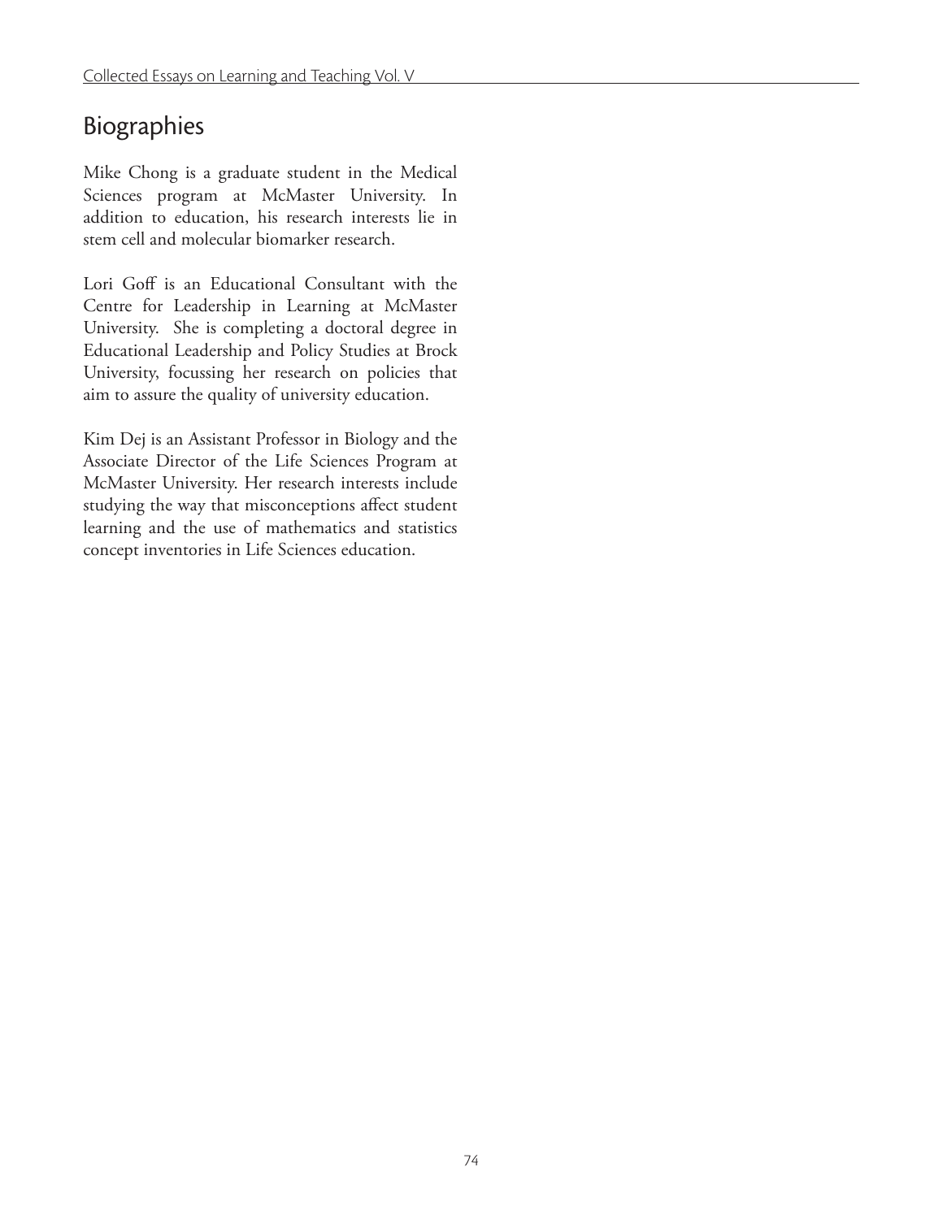## Biographies

Mike Chong is a graduate student in the Medical Sciences program at McMaster University. In addition to education, his research interests lie in stem cell and molecular biomarker research.

Lori Goff is an Educational Consultant with the Centre for Leadership in Learning at McMaster University. She is completing a doctoral degree in Educational Leadership and Policy Studies at Brock University, focussing her research on policies that aim to assure the quality of university education.

Kim Dej is an Assistant Professor in Biology and the Associate Director of the Life Sciences Program at McMaster University. Her research interests include studying the way that misconceptions affect student learning and the use of mathematics and statistics concept inventories in Life Sciences education.